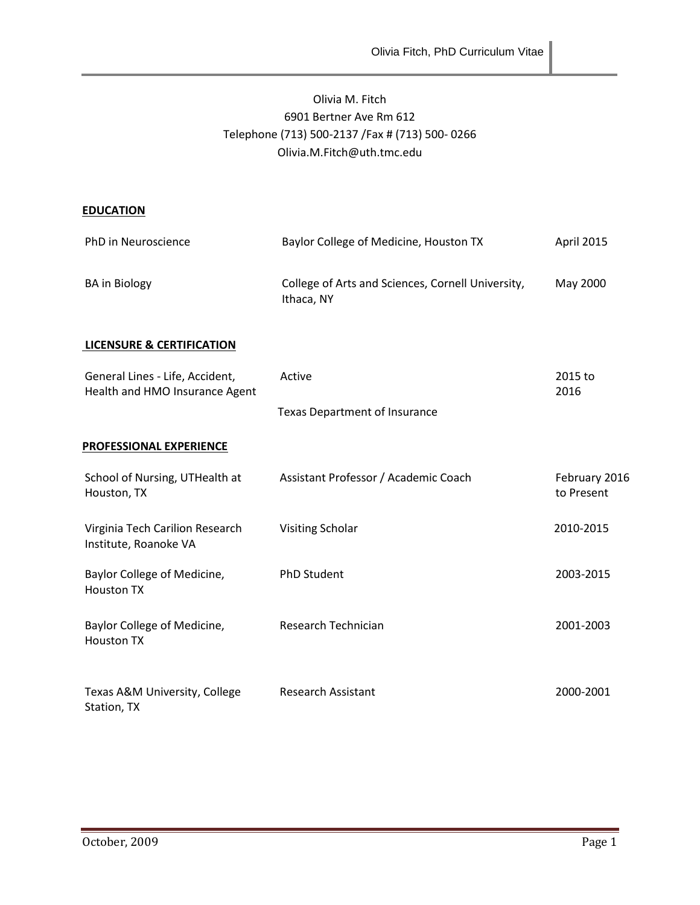Olivia M. Fitch
6901 Bertner Ave Rm 612
Telephone (713) 500-2137 /Fax # (713) 500- 0266
Olivia.M.Fitch@uth.tmc.edu

## EDUCATION

| | | |
|---|---|---|
| PhD in Neuroscience | Baylor College of Medicine, Houston TX | April 2015 |
| BA in Biology | College of Arts and Sciences, Cornell University, Ithaca, NY | May 2000 |

## LICENSURE & CERTIFICATION

| | | |
|---|---|---|
| General Lines - Life, Accident, Health and HMO Insurance Agent | Active<br>Texas Department of Insurance | 2015 to 2016 |

## PROFESSIONAL EXPERIENCE

| | | |
|---|---|---|
| School of Nursing, UTHealth at Houston, TX | Assistant Professor / Academic Coach | February 2016 to Present |
| Virginia Tech Carilion Research Institute, Roanoke VA | Visiting Scholar | 2010-2015 |
| Baylor College of Medicine, Houston TX | PhD Student | 2003-2015 |
| Baylor College of Medicine, Houston TX | Research Technician | 2001-2003 |
| Texas A&M University, College Station, TX | Research Assistant | 2000-2001 |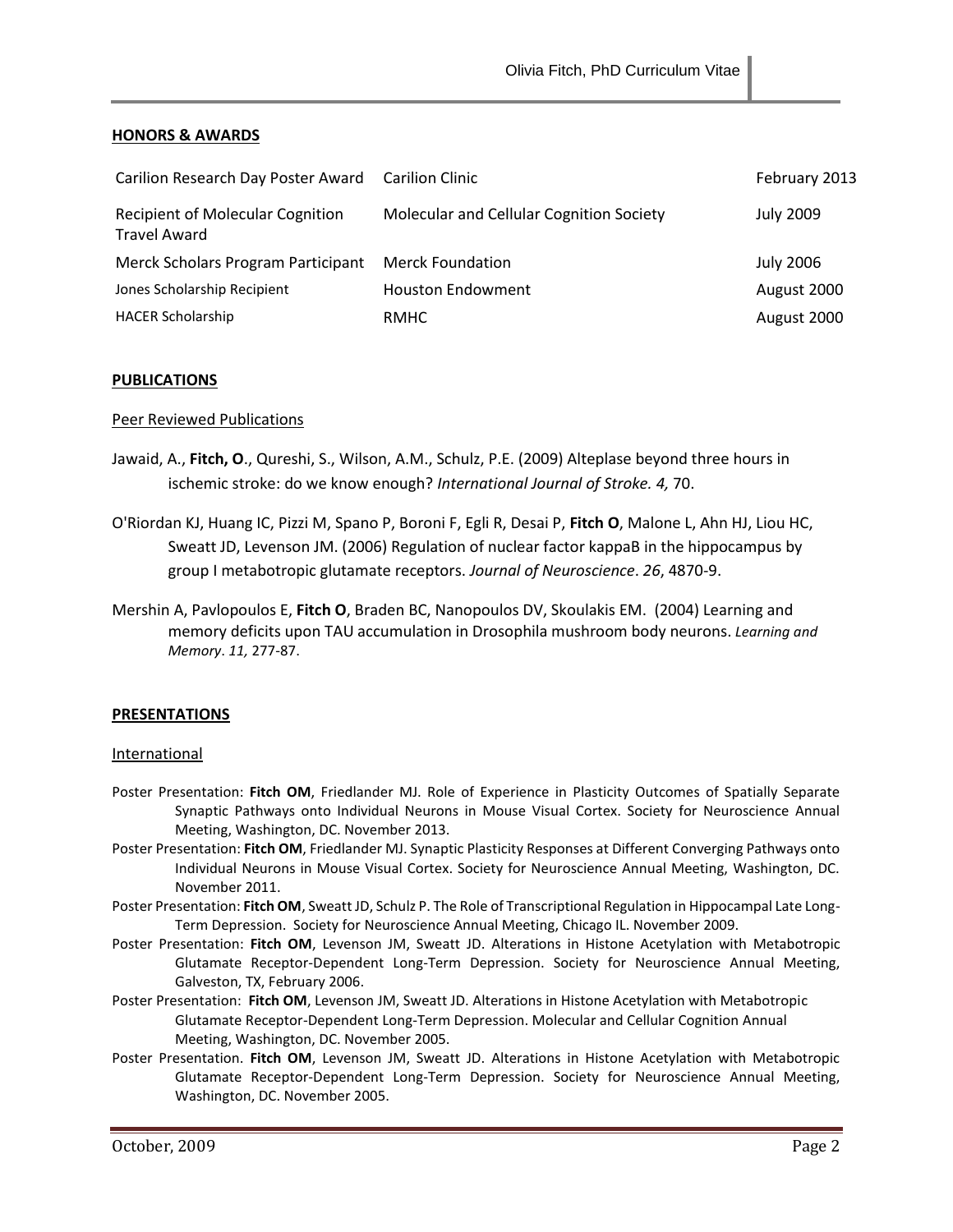## HONORS & AWARDS

| | | |
|---|---|---|
| Carilion Research Day Poster Award | Carilion Clinic | February 2013 |
| Recipient of Molecular Cognition Travel Award | Molecular and Cellular Cognition Society | July 2009 |
| Merck Scholars Program Participant | Merck Foundation | July 2006 |
| Jones Scholarship Recipient | Houston Endowment | August 2000 |
| HACER Scholarship | RMHC | August 2000 |

## PUBLICATIONS

### Peer Reviewed Publications

Jawaid, A., **Fitch, O**., Qureshi, S., Wilson, A.M., Schulz, P.E. (2009) Alteplase beyond three hours in ischemic stroke: do we know enough? *International Journal of Stroke. 4,* 70.

O'Riordan KJ, Huang IC, Pizzi M, Spano P, Boroni F, Egli R, Desai P, **Fitch O**, Malone L, Ahn HJ, Liou HC, Sweatt JD, Levenson JM. (2006) Regulation of nuclear factor kappaB in the hippocampus by group I metabotropic glutamate receptors. *Journal of Neuroscience*. *26*, 4870-9.

Mershin A, Pavlopoulos E, **Fitch O**, Braden BC, Nanopoulos DV, Skoulakis EM. (2004) Learning and memory deficits upon TAU accumulation in Drosophila mushroom body neurons. *Learning and Memory*. *11,* 277-87.

## PRESENTATIONS

### International

Poster Presentation: **Fitch OM**, Friedlander MJ. Role of Experience in Plasticity Outcomes of Spatially Separate Synaptic Pathways onto Individual Neurons in Mouse Visual Cortex. Society for Neuroscience Annual Meeting, Washington, DC. November 2013.

Poster Presentation: **Fitch OM**, Friedlander MJ. Synaptic Plasticity Responses at Different Converging Pathways onto Individual Neurons in Mouse Visual Cortex. Society for Neuroscience Annual Meeting, Washington, DC. November 2011.

Poster Presentation: **Fitch OM**, Sweatt JD, Schulz P. The Role of Transcriptional Regulation in Hippocampal Late Long-Term Depression. Society for Neuroscience Annual Meeting, Chicago IL. November 2009.

Poster Presentation: **Fitch OM**, Levenson JM, Sweatt JD. Alterations in Histone Acetylation with Metabotropic Glutamate Receptor-Dependent Long-Term Depression. Society for Neuroscience Annual Meeting, Galveston, TX, February 2006.

Poster Presentation: **Fitch OM**, Levenson JM, Sweatt JD. Alterations in Histone Acetylation with Metabotropic Glutamate Receptor-Dependent Long-Term Depression. Molecular and Cellular Cognition Annual Meeting, Washington, DC. November 2005.

Poster Presentation. **Fitch OM**, Levenson JM, Sweatt JD. Alterations in Histone Acetylation with Metabotropic Glutamate Receptor-Dependent Long-Term Depression. Society for Neuroscience Annual Meeting, Washington, DC. November 2005.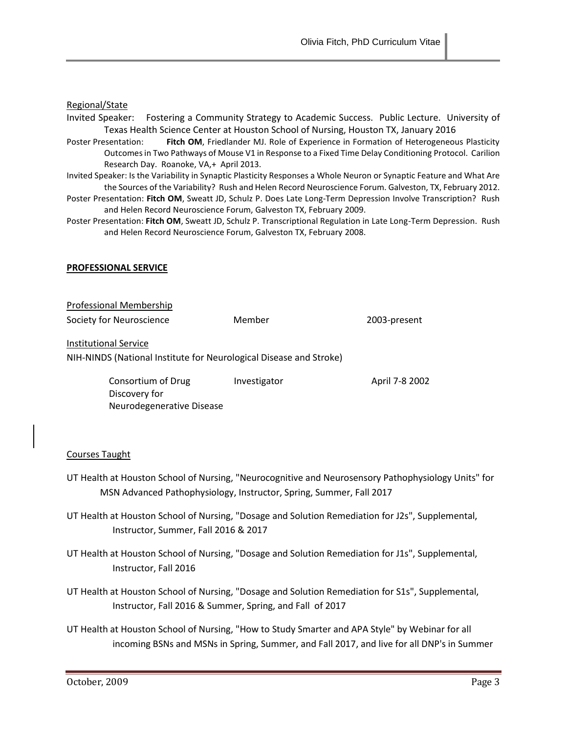Regional/State

Invited Speaker: Fostering a Community Strategy to Academic Success. Public Lecture. University of Texas Health Science Center at Houston School of Nursing, Houston TX, January 2016

Poster Presentation: **Fitch OM**, Friedlander MJ. Role of Experience in Formation of Heterogeneous Plasticity Outcomes in Two Pathways of Mouse V1 in Response to a Fixed Time Delay Conditioning Protocol. Carilion Research Day. Roanoke, VA,+ April 2013.

Invited Speaker: Is the Variability in Synaptic Plasticity Responses a Whole Neuron or Synaptic Feature and What Are the Sources of the Variability? Rush and Helen Record Neuroscience Forum. Galveston, TX, February 2012.

Poster Presentation: **Fitch OM**, Sweatt JD, Schulz P. Does Late Long-Term Depression Involve Transcription? Rush and Helen Record Neuroscience Forum, Galveston TX, February 2009.

Poster Presentation: **Fitch OM**, Sweatt JD, Schulz P. Transcriptional Regulation in Late Long-Term Depression. Rush and Helen Record Neuroscience Forum, Galveston TX, February 2008.

## PROFESSIONAL SERVICE

Professional Membership

| | | |
|---|---|---|
| Society for Neuroscience | Member | 2003-present |

Institutional Service

NIH-NINDS (National Institute for Neurological Disease and Stroke)

| | | |
|---|---|---|
| Consortium of Drug Discovery for Neurodegenerative Disease | Investigator | April 7-8 2002 |

Courses Taught

UT Health at Houston School of Nursing, "Neurocognitive and Neurosensory Pathophysiology Units" for MSN Advanced Pathophysiology, Instructor, Spring, Summer, Fall 2017

UT Health at Houston School of Nursing, "Dosage and Solution Remediation for J2s", Supplemental, Instructor, Summer, Fall 2016 & 2017

UT Health at Houston School of Nursing, "Dosage and Solution Remediation for J1s", Supplemental, Instructor, Fall 2016

UT Health at Houston School of Nursing, "Dosage and Solution Remediation for S1s", Supplemental, Instructor, Fall 2016 & Summer, Spring, and Fall of 2017

UT Health at Houston School of Nursing, "How to Study Smarter and APA Style" by Webinar for all incoming BSNs and MSNs in Spring, Summer, and Fall 2017, and live for all DNP's in Summer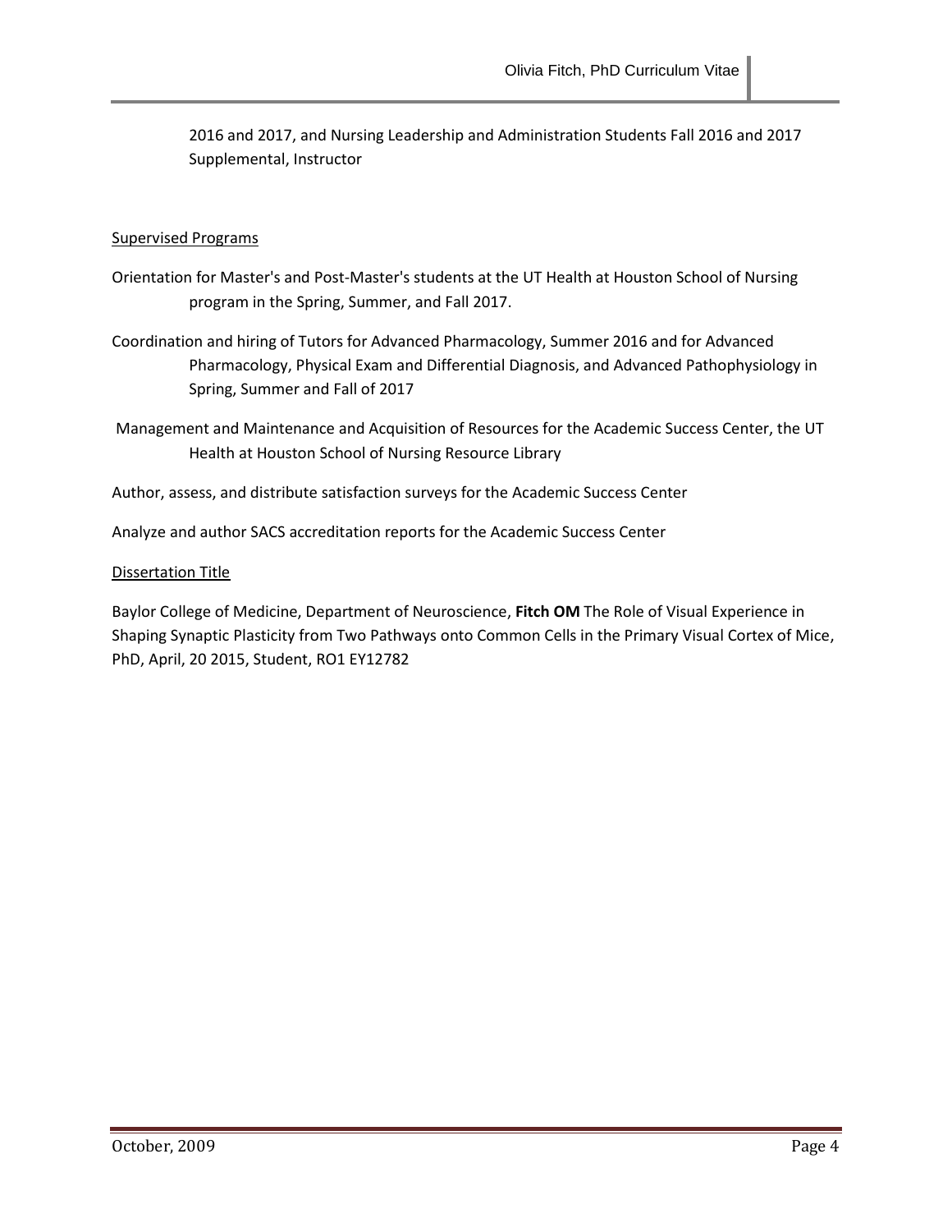2016 and 2017, and Nursing Leadership and Administration Students Fall 2016 and 2017 Supplemental, Instructor

<u>Supervised Programs</u>

Orientation for Master's and Post-Master's students at the UT Health at Houston School of Nursing program in the Spring, Summer, and Fall 2017.

Coordination and hiring of Tutors for Advanced Pharmacology, Summer 2016 and for Advanced Pharmacology, Physical Exam and Differential Diagnosis, and Advanced Pathophysiology in Spring, Summer and Fall of 2017

Management and Maintenance and Acquisition of Resources for the Academic Success Center, the UT Health at Houston School of Nursing Resource Library

Author, assess, and distribute satisfaction surveys for the Academic Success Center

Analyze and author SACS accreditation reports for the Academic Success Center

<u>Dissertation Title</u>

Baylor College of Medicine, Department of Neuroscience, **Fitch OM** The Role of Visual Experience in Shaping Synaptic Plasticity from Two Pathways onto Common Cells in the Primary Visual Cortex of Mice, PhD, April, 20 2015, Student, RO1 EY12782